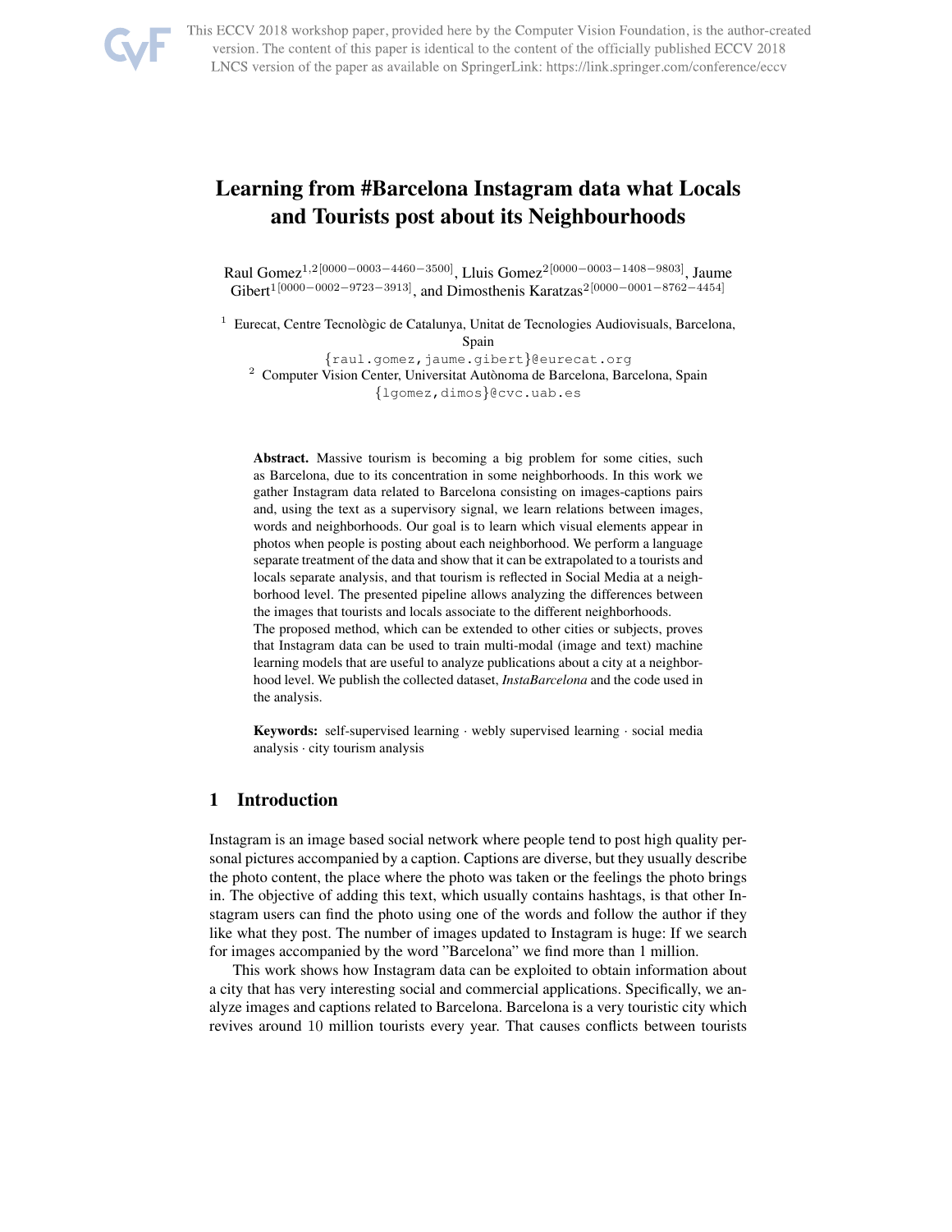This ECCV 2018 workshop paper, provided here by the Computer Vision Foundation, is the author-created version. The content of this paper is identical to the content of the officially published ECCV 2018 LNCS version of the paper as available on SpringerLink: https://link.springer.com/conference/eccv

# Learning from #Barcelona Instagram data what Locals and Tourists post about its Neighbourhoods

Raul Gomez[1,2][0000−0003−4460−3500], Lluis Gomez[2][0000−0003−1408−9803], Jaume Gibert[1][0000−0002−9723−3913], and Dimosthenis Karatzas[2][0000−0001−8762−4454]

[1] Eurecat, Centre Tecnològic de Catalunya, Unitat de Tecnologies Audiovisuals, Barcelona, Spain
{raul.gomez,jaume.gibert}@eurecat.org

[2] Computer Vision Center, Universitat Autònoma de Barcelona, Barcelona, Spain
{lgomez,dimos}@cvc.uab.es

**Abstract.** Massive tourism is becoming a big problem for some cities, such as Barcelona, due to its concentration in some neighborhoods. In this work we gather Instagram data related to Barcelona consisting on images-captions pairs and, using the text as a supervisory signal, we learn relations between images, words and neighborhoods. Our goal is to learn which visual elements appear in photos when people is posting about each neighborhood. We perform a language separate treatment of the data and show that it can be extrapolated to a tourists and locals separate analysis, and that tourism is reflected in Social Media at a neighborhood level. The presented pipeline allows analyzing the differences between the images that tourists and locals associate to the different neighborhoods.
The proposed method, which can be extended to other cities or subjects, proves that Instagram data can be used to train multi-modal (image and text) machine learning models that are useful to analyze publications about a city at a neighborhood level. We publish the collected dataset, *InstaBarcelona* and the code used in the analysis.

**Keywords:** self-supervised learning · webly supervised learning · social media analysis · city tourism analysis

## 1 Introduction

Instagram is an image based social network where people tend to post high quality personal pictures accompanied by a caption. Captions are diverse, but they usually describe the photo content, the place where the photo was taken or the feelings the photo brings in. The objective of adding this text, which usually contains hashtags, is that other Instagram users can find the photo using one of the words and follow the author if they like what they post. The number of images updated to Instagram is huge: If we search for images accompanied by the word "Barcelona" we find more than 1 million.

This work shows how Instagram data can be exploited to obtain information about a city that has very interesting social and commercial applications. Specifically, we analyze images and captions related to Barcelona. Barcelona is a very touristic city which revives around 10 million tourists every year. That causes conflicts between tourists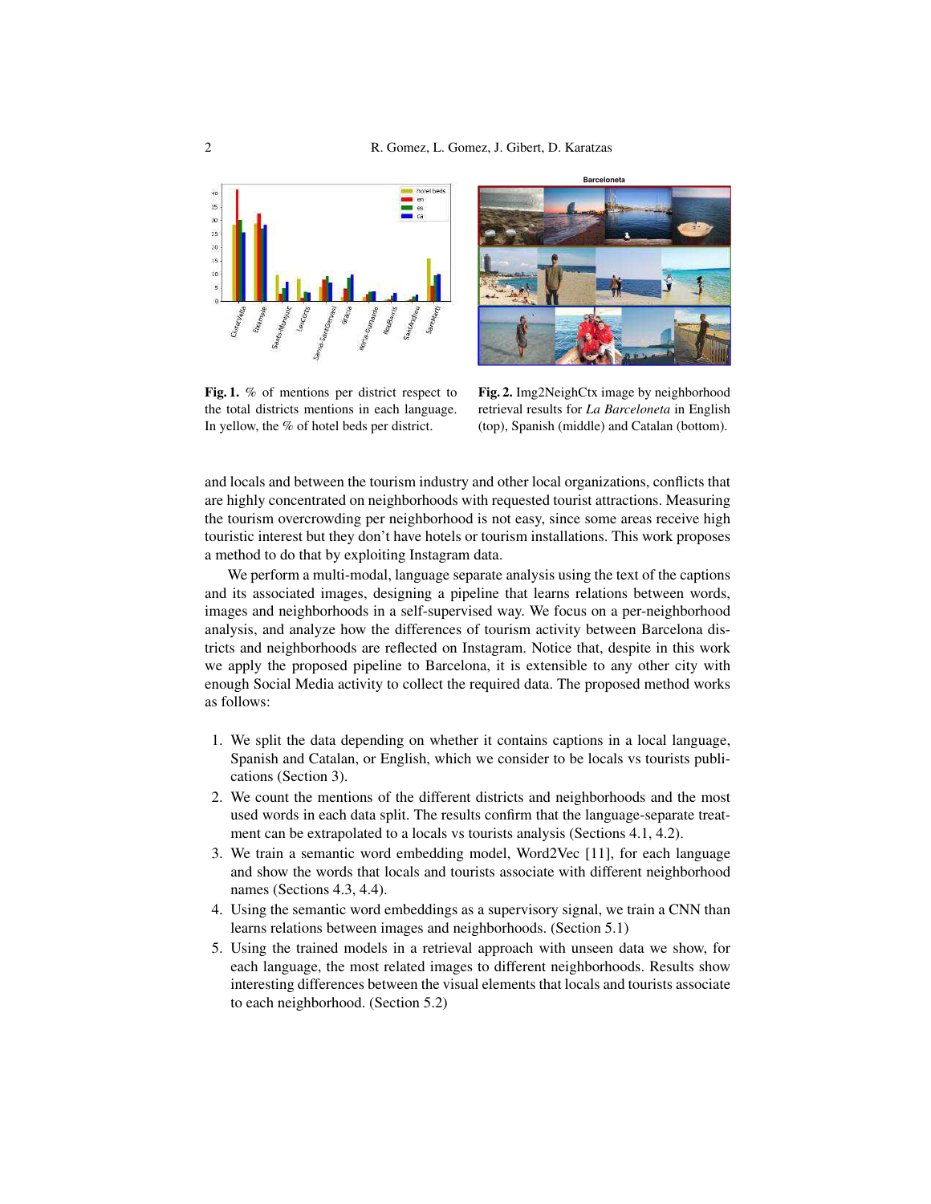hotel beds
en
es
ca

40
35
30
25
20
15
10
5
0

CiutatVella
Eixample
Sants-Montjuic
LesCorts
Sarria-SantGervasi
Gracia
Horta-Guinardo
NouBarris
SantAndreu
SantMarti

**Fig. 1.** % of mentions per district respect to the total districts mentions in each language. In yellow, the % of hotel beds per district.

Barceloneta

**Fig. 2.** Img2NeighCtx image by neighborhood retrieval results for *La Barceloneta* in English (top), Spanish (middle) and Catalan (bottom).

and locals and between the tourism industry and other local organizations, conflicts that are highly concentrated on neighborhoods with requested tourist attractions. Measuring the tourism overcrowding per neighborhood is not easy, since some areas receive high touristic interest but they don't have hotels or tourism installations. This work proposes a method to do that by exploiting Instagram data.

We perform a multi-modal, language separate analysis using the text of the captions and its associated images, designing a pipeline that learns relations between words, images and neighborhoods in a self-supervised way. We focus on a per-neighborhood analysis, and analyze how the differences of tourism activity between Barcelona districts and neighborhoods are reflected on Instagram. Notice that, despite in this work we apply the proposed pipeline to Barcelona, it is extensible to any other city with enough Social Media activity to collect the required data. The proposed method works as follows:

1. We split the data depending on whether it contains captions in a local language, Spanish and Catalan, or English, which we consider to be locals vs tourists publications (Section 3).
2. We count the mentions of the different districts and neighborhoods and the most used words in each data split. The results confirm that the language-separate treatment can be extrapolated to a locals vs tourists analysis (Sections 4.1, 4.2).
3. We train a semantic word embedding model, Word2Vec [11], for each language and show the words that locals and tourists associate with different neighborhood names (Sections 4.3, 4.4).
4. Using the semantic word embeddings as a supervisory signal, we train a CNN than learns relations between images and neighborhoods. (Section 5.1)
5. Using the trained models in a retrieval approach with unseen data we show, for each language, the most related images to different neighborhoods. Results show interesting differences between the visual elements that locals and tourists associate to each neighborhood. (Section 5.2)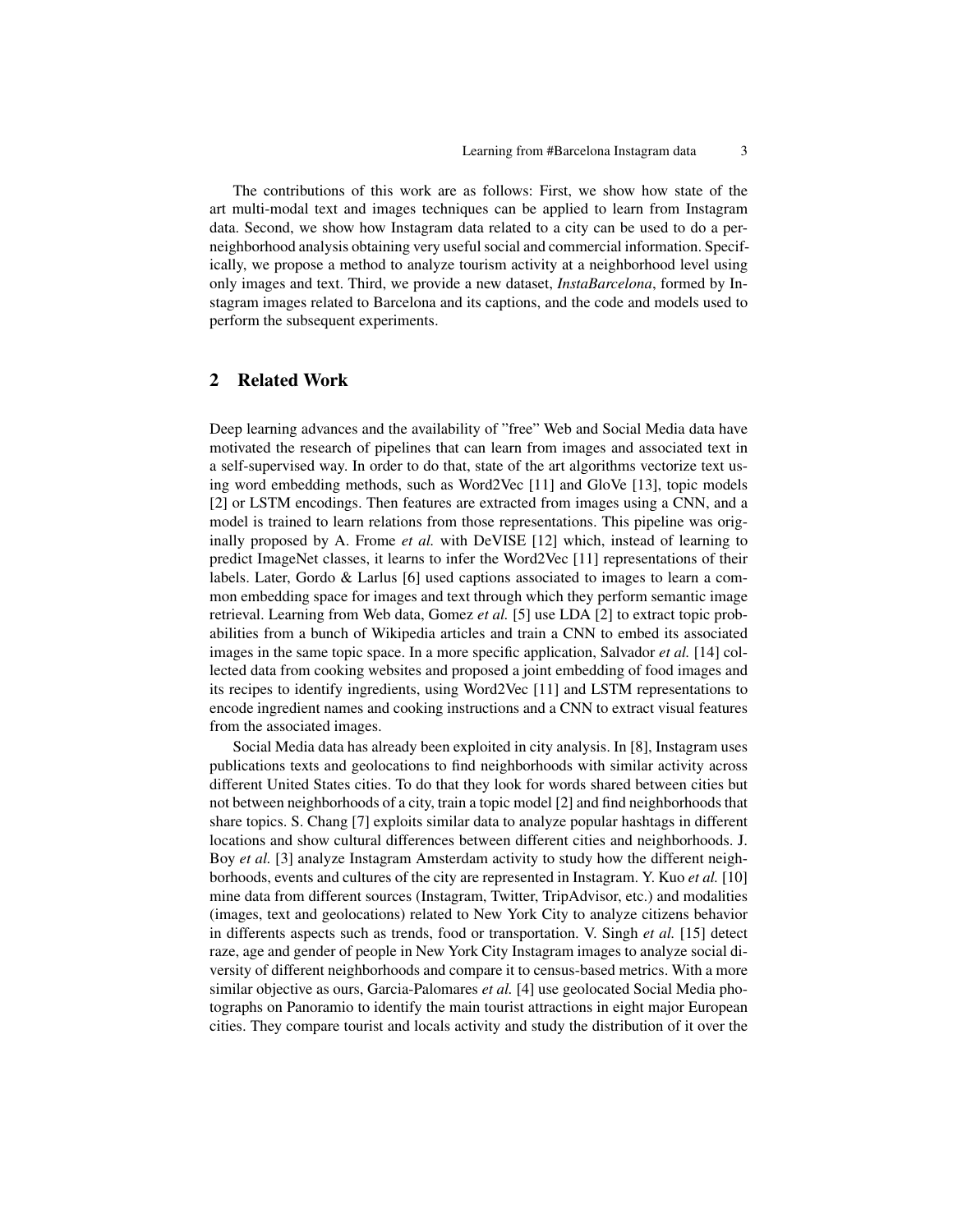The contributions of this work are as follows: First, we show how state of the art multi-modal text and images techniques can be applied to learn from Instagram data. Second, we show how Instagram data related to a city can be used to do a per-neighborhood analysis obtaining very useful social and commercial information. Specifically, we propose a method to analyze tourism activity at a neighborhood level using only images and text. Third, we provide a new dataset, *InstaBarcelona*, formed by Instagram images related to Barcelona and its captions, and the code and models used to perform the subsequent experiments.

## 2 Related Work

Deep learning advances and the availability of "free" Web and Social Media data have motivated the research of pipelines that can learn from images and associated text in a self-supervised way. In order to do that, state of the art algorithms vectorize text using word embedding methods, such as Word2Vec [11] and GloVe [13], topic models [2] or LSTM encodings. Then features are extracted from images using a CNN, and a model is trained to learn relations from those representations. This pipeline was originally proposed by A. Frome *et al.* with DeVISE [12] which, instead of learning to predict ImageNet classes, it learns to infer the Word2Vec [11] representations of their labels. Later, Gordo & Larlus [6] used captions associated to images to learn a common embedding space for images and text through which they perform semantic image retrieval. Learning from Web data, Gomez *et al.* [5] use LDA [2] to extract topic probabilities from a bunch of Wikipedia articles and train a CNN to embed its associated images in the same topic space. In a more specific application, Salvador *et al.* [14] collected data from cooking websites and proposed a joint embedding of food images and its recipes to identify ingredients, using Word2Vec [11] and LSTM representations to encode ingredient names and cooking instructions and a CNN to extract visual features from the associated images.

Social Media data has already been exploited in city analysis. In [8], Instagram uses publications texts and geolocations to find neighborhoods with similar activity across different United States cities. To do that they look for words shared between cities but not between neighborhoods of a city, train a topic model [2] and find neighborhoods that share topics. S. Chang [7] exploits similar data to analyze popular hashtags in different locations and show cultural differences between different cities and neighborhoods. J. Boy *et al.* [3] analyze Instagram Amsterdam activity to study how the different neighborhoods, events and cultures of the city are represented in Instagram. Y. Kuo *et al.* [10] mine data from different sources (Instagram, Twitter, TripAdvisor, etc.) and modalities (images, text and geolocations) related to New York City to analyze citizens behavior in differents aspects such as trends, food or transportation. V. Singh *et al.* [15] detect raze, age and gender of people in New York City Instagram images to analyze social diversity of different neighborhoods and compare it to census-based metrics. With a more similar objective as ours, Garcia-Palomares *et al.* [4] use geolocated Social Media photographs on Panoramio to identify the main tourist attractions in eight major European cities. They compare tourist and locals activity and study the distribution of it over the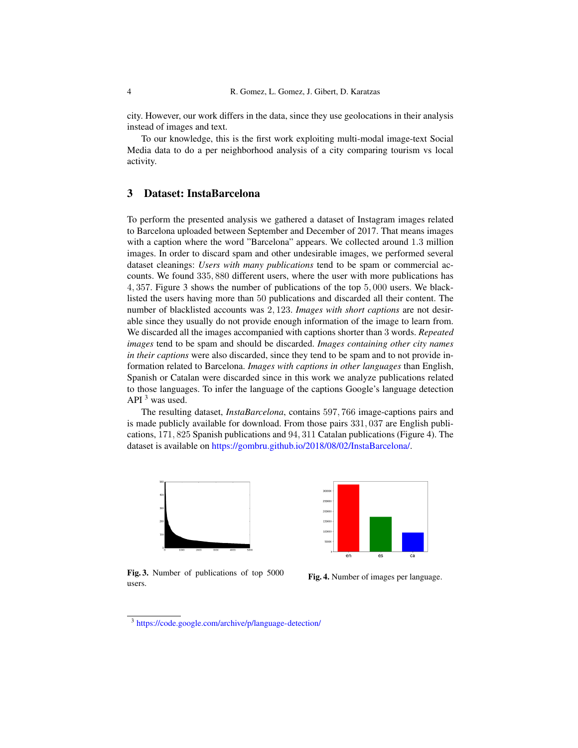city. However, our work differs in the data, since they use geolocations in their analysis instead of images and text.

To our knowledge, this is the first work exploiting multi-modal image-text Social Media data to do a per neighborhood analysis of a city comparing tourism vs local activity.

## 3 Dataset: InstaBarcelona

To perform the presented analysis we gathered a dataset of Instagram images related to Barcelona uploaded between September and December of 2017. That means images with a caption where the word "Barcelona" appears. We collected around $1.3$ million images. In order to discard spam and other undesirable images, we performed several dataset cleanings: *Users with many publications* tend to be spam or commercial accounts. We found $335,880$ different users, where the user with more publications has $4,357$. Figure 3 shows the number of publications of the top $5,000$ users. We blacklisted the users having more than $50$ publications and discarded all their content. The number of blacklisted accounts was $2,123$. *Images with short captions* are not desirable since they usually do not provide enough information of the image to learn from. We discarded all the images accompanied with captions shorter than $3$ words. *Repeated images* tend to be spam and should be discarded. *Images containing other city names in their captions* were also discarded, since they tend to be spam and to not provide information related to Barcelona. *Images with captions in other languages* than English, Spanish or Catalan were discarded since in this work we analyze publications related to those languages. To infer the language of the captions Google's language detection API [3] was used.

The resulting dataset, *InstaBarcelona*, contains $597,766$ image-captions pairs and is made publicly available for download. From those pairs $331,037$ are English publications, $171,825$ Spanish publications and $94,311$ Catalan publications (Figure 4). The dataset is available on https://gombru.github.io/2018/08/02/InstaBarcelona/.

500
400
300
200
100
0
0 1000 2000 3000 4000 5000

**Fig. 3.** Number of publications of top 5000 users.

300000
250000
200000
150000
100000
50000
0
en es ca

**Fig. 4.** Number of images per language.

[3] https://code.google.com/archive/p/language-detection/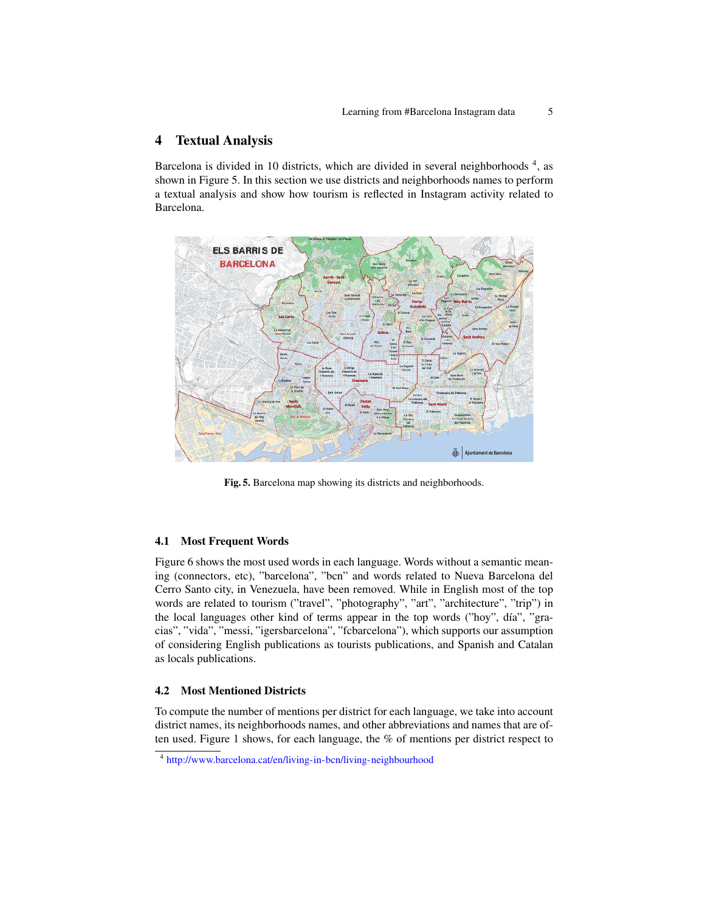## 4 Textual Analysis

Barcelona is divided in 10 districts, which are divided in several neighborhoods [4], as shown in Figure 5. In this section we use districts and neighborhoods names to perform a textual analysis and show how tourism is reflected in Instagram activity related to Barcelona.

**Fig. 5.** Barcelona map showing its districts and neighborhoods.

### 4.1 Most Frequent Words

Figure 6 shows the most used words in each language. Words without a semantic meaning (connectors, etc), "barcelona", "bcn" and words related to Nueva Barcelona del Cerro Santo city, in Venezuela, have been removed. While in English most of the top words are related to tourism ("travel", "photography", "art", "architecture", "trip") in the local languages other kind of terms appear in the top words ("hoy", día", "gracias", "vida", "messi, "igersbarcelona", "fcbarcelona"), which supports our assumption of considering English publications as tourists publications, and Spanish and Catalan as locals publications.

### 4.2 Most Mentioned Districts

To compute the number of mentions per district for each language, we take into account district names, its neighborhoods names, and other abbreviations and names that are often used. Figure 1 shows, for each language, the % of mentions per district respect to

[4] http://www.barcelona.cat/en/living-in-bcn/living-neighbourhood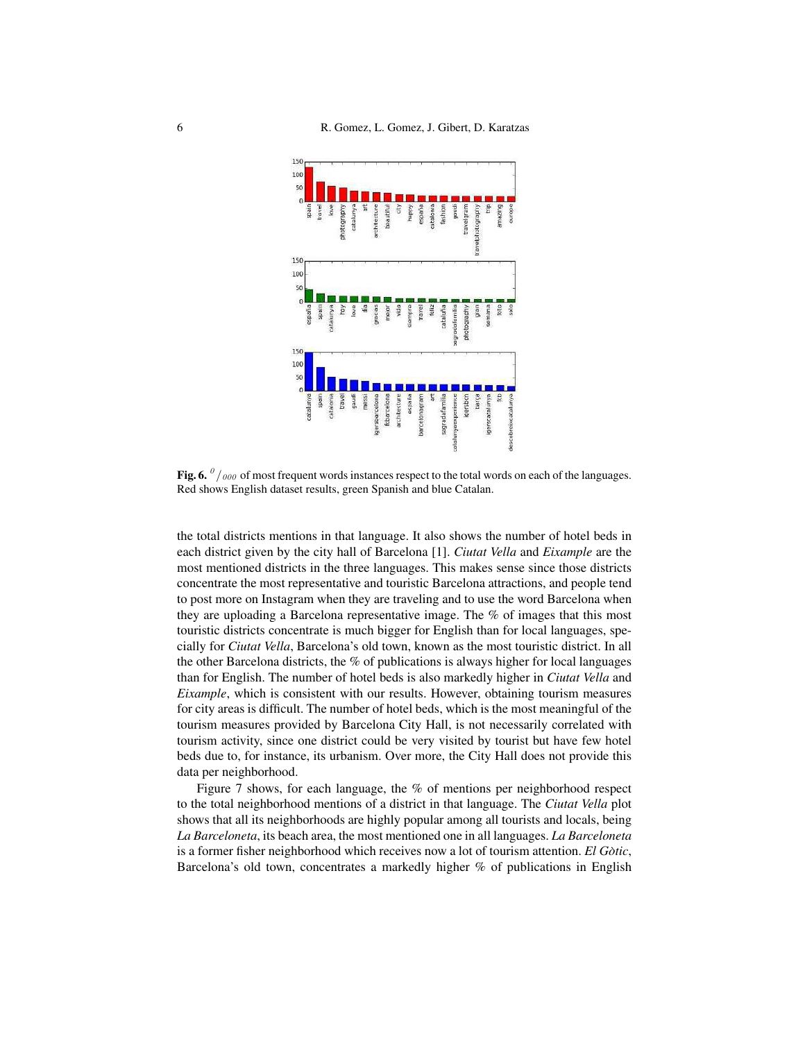150
100
50
0
spain travel love photography catalunya art architecture beautiful city happy españa catalonia fashion gaudi travelgram travelphotography trip amazing europe

150
100
50
0
españa spain catalunya hoy love día gracias mejor vida siempre travel feliz cataluña sagradafamilia photography gran semana foto solo

150
100
50
0
catalunya spain catalonia travel gaudi messi igersbarcelona fcbarcelona architecture españa barcelonagram art sagradafamilia catalunyaexperience igersbcn tarda igerscatalunya fcb descobreixcatalunya

**Fig. 6.** $^0/_{000}$ of most frequent words instances respect to the total words on each of the languages. Red shows English dataset results, green Spanish and blue Catalan.

the total districts mentions in that language. It also shows the number of hotel beds in each district given by the city hall of Barcelona [1]. *Ciutat Vella* and *Eixample* are the most mentioned districts in the three languages. This makes sense since those districts concentrate the most representative and touristic Barcelona attractions, and people tend to post more on Instagram when they are traveling and to use the word Barcelona when they are uploading a Barcelona representative image. The % of images that this most touristic districts concentrate is much bigger for English than for local languages, specially for *Ciutat Vella*, Barcelona's old town, known as the most touristic district. In all the other Barcelona districts, the % of publications is always higher for local languages than for English. The number of hotel beds is also markedly higher in *Ciutat Vella* and *Eixample*, which is consistent with our results. However, obtaining tourism measures for city areas is difficult. The number of hotel beds, which is the most meaningful of the tourism measures provided by Barcelona City Hall, is not necessarily correlated with tourism activity, since one district could be very visited by tourist but have few hotel beds due to, for instance, its urbanism. Over more, the City Hall does not provide this data per neighborhood.

Figure 7 shows, for each language, the % of mentions per neighborhood respect to the total neighborhood mentions of a district in that language. The *Ciutat Vella* plot shows that all its neighborhoods are highly popular among all tourists and locals, being *La Barceloneta*, its beach area, the most mentioned one in all languages. *La Barceloneta* is a former fisher neighborhood which receives now a lot of tourism attention. *El Gòtic*, Barcelona's old town, concentrates a markedly higher % of publications in English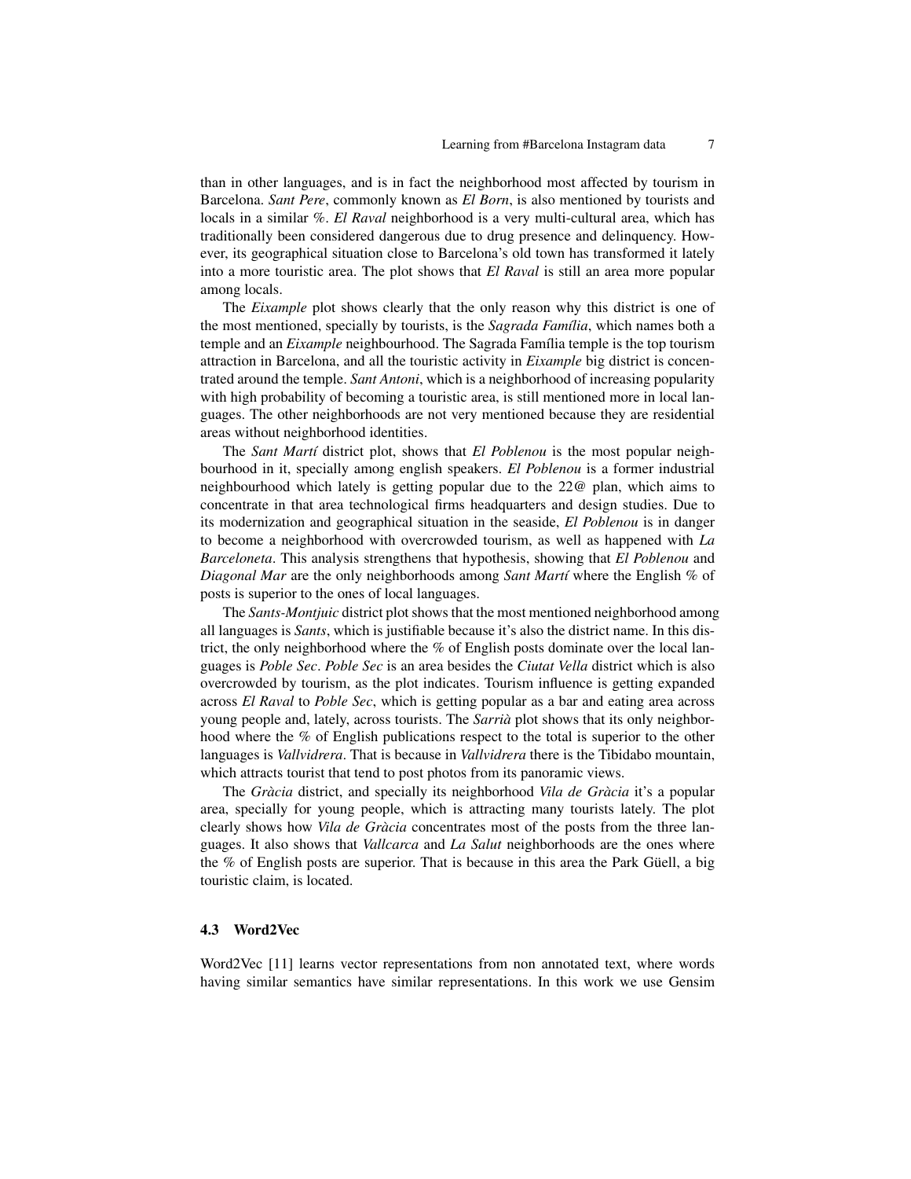than in other languages, and is in fact the neighborhood most affected by tourism in Barcelona. *Sant Pere*, commonly known as *El Born*, is also mentioned by tourists and locals in a similar %. *El Raval* neighborhood is a very multi-cultural area, which has traditionally been considered dangerous due to drug presence and delinquency. However, its geographical situation close to Barcelona's old town has transformed it lately into a more touristic area. The plot shows that *El Raval* is still an area more popular among locals.

The *Eixample* plot shows clearly that the only reason why this district is one of the most mentioned, specially by tourists, is the *Sagrada Família*, which names both a temple and an *Eixample* neighbourhood. The Sagrada Família temple is the top tourism attraction in Barcelona, and all the touristic activity in *Eixample* big district is concentrated around the temple. *Sant Antoni*, which is a neighborhood of increasing popularity with high probability of becoming a touristic area, is still mentioned more in local languages. The other neighborhoods are not very mentioned because they are residential areas without neighborhood identities.

The *Sant Martí* district plot, shows that *El Poblenou* is the most popular neighbourhood in it, specially among english speakers. *El Poblenou* is a former industrial neighbourhood which lately is getting popular due to the 22@ plan, which aims to concentrate in that area technological firms headquarters and design studies. Due to its modernization and geographical situation in the seaside, *El Poblenou* is in danger to become a neighborhood with overcrowded tourism, as well as happened with *La Barceloneta*. This analysis strengthens that hypothesis, showing that *El Poblenou* and *Diagonal Mar* are the only neighborhoods among *Sant Martí* where the English % of posts is superior to the ones of local languages.

The *Sants-Montjuic* district plot shows that the most mentioned neighborhood among all languages is *Sants*, which is justifiable because it's also the district name. In this district, the only neighborhood where the % of English posts dominate over the local languages is *Poble Sec*. *Poble Sec* is an area besides the *Ciutat Vella* district which is also overcrowded by tourism, as the plot indicates. Tourism influence is getting expanded across *El Raval* to *Poble Sec*, which is getting popular as a bar and eating area across young people and, lately, across tourists. The *Sarrià* plot shows that its only neighborhood where the % of English publications respect to the total is superior to the other languages is *Vallvidrera*. That is because in *Vallvidrera* there is the Tibidabo mountain, which attracts tourist that tend to post photos from its panoramic views.

The *Gràcia* district, and specially its neighborhood *Vila de Gràcia* it's a popular area, specially for young people, which is attracting many tourists lately. The plot clearly shows how *Vila de Gràcia* concentrates most of the posts from the three languages. It also shows that *Vallcarca* and *La Salut* neighborhoods are the ones where the % of English posts are superior. That is because in this area the Park Güell, a big touristic claim, is located.

### 4.3 Word2Vec

Word2Vec [11] learns vector representations from non annotated text, where words having similar semantics have similar representations. In this work we use Gensim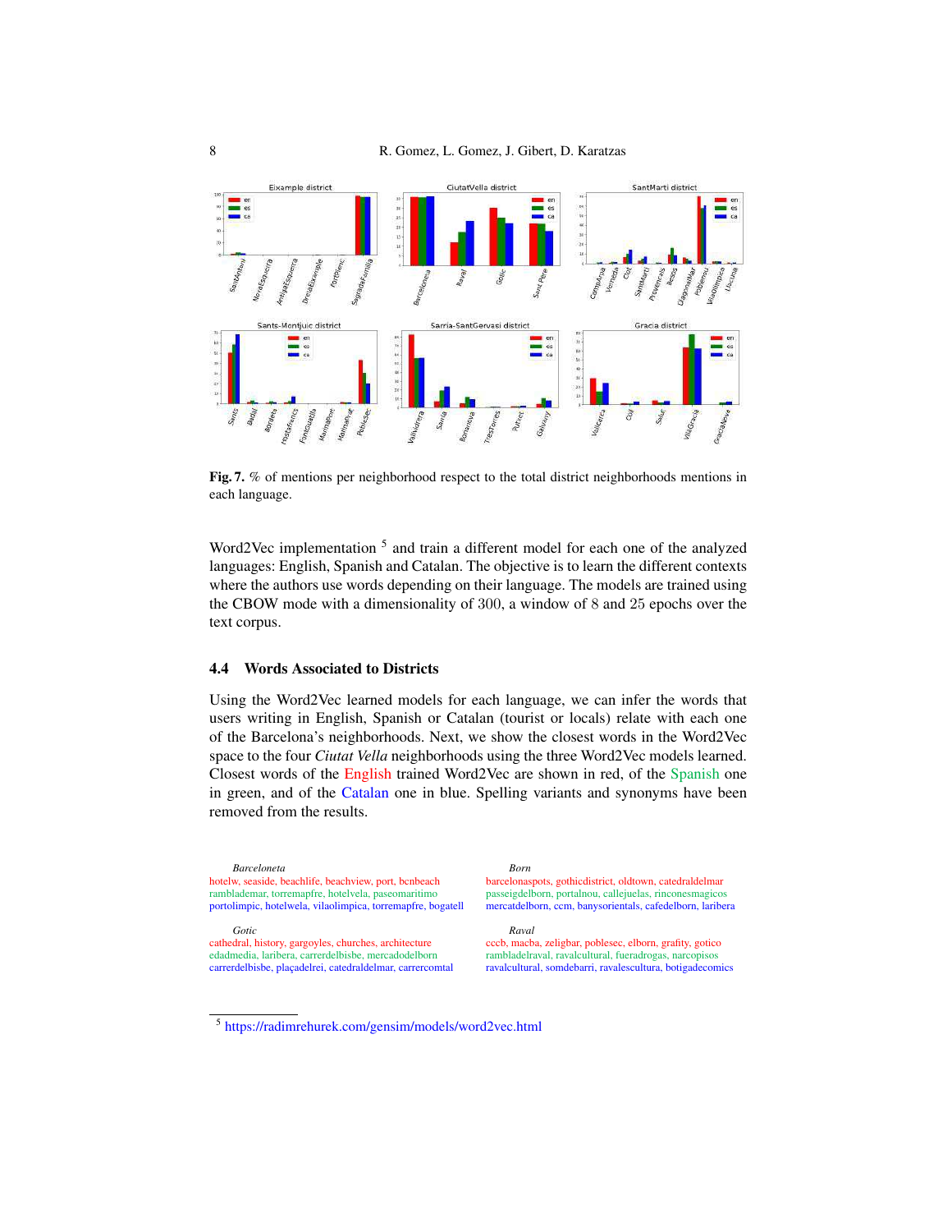Eixample district

en
es
ca

SantAntoni
NovaEsquerra
AntigaEsquerra
DretaEixample
FortPienc
SagradaFamilia

CiutatVella district

en
es
ca

Barceloneta
Raval
Gotic
Sant Pere

SantMarti district

en
es
ca

CampAnna
Verneda
Clot
SantMarti
Provencals
Besos
DiagonalMar
Poblenou
VilaOlimpica
LLacuna

Sants-Montjuic district

en
es
ca

Sants
Badal
Bordeta
Hostafrancs
FontFlorida
Marinaport
Montjuic
Poblesec

Sarria-SantGervasi district

en
es
ca

Vallvidrera
Sarria
Bonanova
TresTorres
Putxet
Galvany

Gracia district

en
es
ca

Vallcarca
Coll
Salut
VilaGracia
GraciaNova

**Fig. 7.** % of mentions per neighborhood respect to the total district neighborhoods mentions in each language.

Word2Vec implementation [5] and train a different model for each one of the analyzed languages: English, Spanish and Catalan. The objective is to learn the different contexts where the authors use words depending on their language. The models are trained using the CBOW mode with a dimensionality of 300, a window of 8 and 25 epochs over the text corpus.

### 4.4 Words Associated to Districts

Using the Word2Vec learned models for each language, we can infer the words that users writing in English, Spanish or Catalan (tourist or locals) relate with each one of the Barcelona's neighborhoods. Next, we show the closest words in the Word2Vec space to the four *Ciutat Vella* neighborhoods using the three Word2Vec models learned. Closest words of the English trained Word2Vec are shown in red, of the Spanish one in green, and of the Catalan one in blue. Spelling variants and synonyms have been removed from the results.

*Barceloneta*
hotelw, seaside, beachlife, beachview, port, bcnbeach
rambladmar, torremapfre, hotelvela, paseomaritimo
portolimpic, hotelwela, vilaolimpica, torremapfre, bogatell

*Born*
barcelonaspots, gothicdistrict, oldtown, catedraldelmar
passeigdelborn, portalnou, callejuelas, rinconesmagicos
mercatdelborn, ccm, banysorientals, cafedelborn, laribera

*Gotic*
cathedral, history, gargoyles, churches, architecture
edadmedia, laribera, carrerdelbisbe, mercadodelborn
carrerdelbisbe, plaçadelrei, catedraldelmar, carrercomtal

*Raval*
cccb, macba, zeligbar, poblesec, elborn, grafity, gotico
rambladelraval, ravalcultural, fueradrogas, narcopisos
ravalcultural, somdebarri, ravalescultura, botigadecomics

[5] https://radimrehurek.com/gensim/models/word2vec.html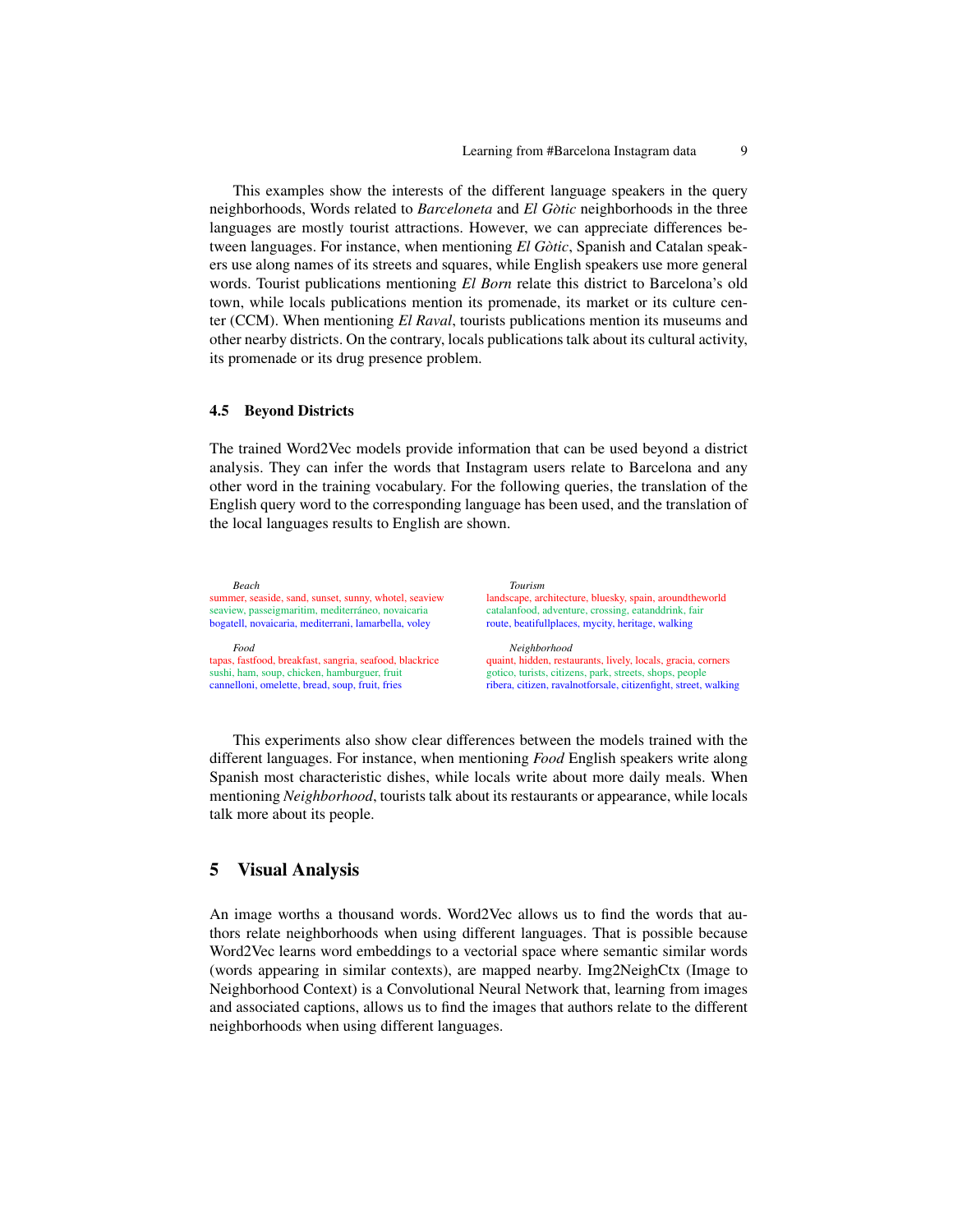This examples show the interests of the different language speakers in the query neighborhoods, Words related to *Barceloneta* and *El Gòtic* neighborhoods in the three languages are mostly tourist attractions. However, we can appreciate differences between languages. For instance, when mentioning *El Gòtic*, Spanish and Catalan speakers use along names of its streets and squares, while English speakers use more general words. Tourist publications mentioning *El Born* relate this district to Barcelona's old town, while locals publications mention its promenade, its market or its culture center (CCM). When mentioning *El Raval*, tourists publications mention its museums and other nearby districts. On the contrary, locals publications talk about its cultural activity, its promenade or its drug presence problem.

### 4.5 Beyond Districts

The trained Word2Vec models provide information that can be used beyond a district analysis. They can infer the words that Instagram users relate to Barcelona and any other word in the training vocabulary. For the following queries, the translation of the English query word to the corresponding language has been used, and the translation of the local languages results to English are shown.

*Beach*
summer, seaside, sand, sunset, sunny, whotel, seaview
seaview, passeigmaritim, mediterráneo, novaicaria
bogatell, novaicaria, mediterrani, lamarbella, voley

*Tourism*
landscape, architecture, bluesky, spain, aroundtheworld
catalanfood, adventure, crossing, eatanddrink, fair
route, beatifullplaces, mycity, heritage, walking

*Food*
tapas, fastfood, breakfast, sangria, seafood, blackrice
sushi, ham, soup, chicken, hamburguer, fruit
cannelloni, omelette, bread, soup, fruit, fries

*Neighborhood*
quaint, hidden, restaurants, lively, locals, gracia, corners
gotico, turists, citizens, park, streets, shops, people
ribera, citizen, ravalnotforsale, citizenfight, street, walking

This experiments also show clear differences between the models trained with the different languages. For instance, when mentioning *Food* English speakers write along Spanish most characteristic dishes, while locals write about more daily meals. When mentioning *Neighborhood*, tourists talk about its restaurants or appearance, while locals talk more about its people.

## 5 Visual Analysis

An image worths a thousand words. Word2Vec allows us to find the words that authors relate neighborhoods when using different languages. That is possible because Word2Vec learns word embeddings to a vectorial space where semantic similar words (words appearing in similar contexts), are mapped nearby. Img2NeighCtx (Image to Neighborhood Context) is a Convolutional Neural Network that, learning from images and associated captions, allows us to find the images that authors relate to the different neighborhoods when using different languages.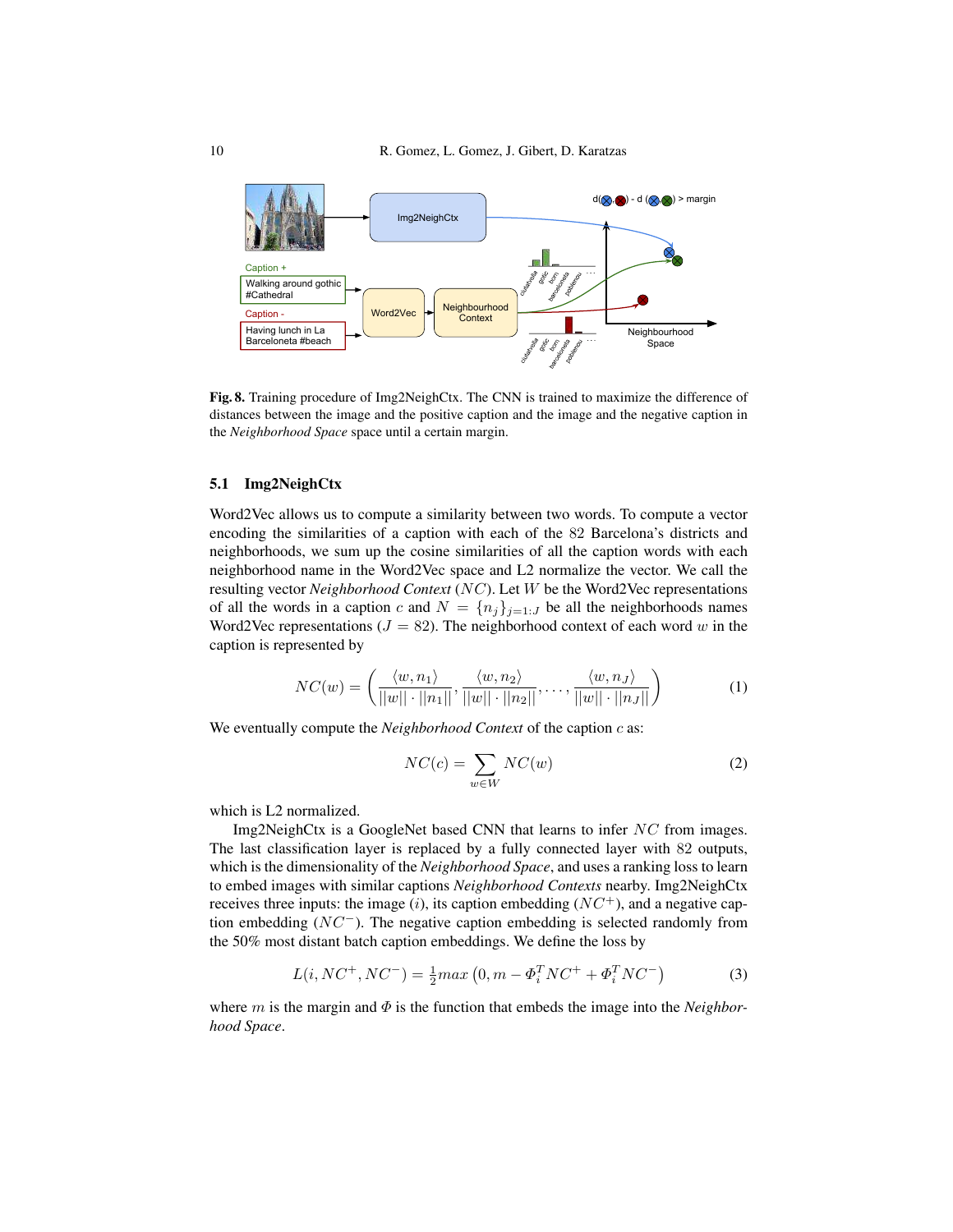d(⊗,●) - d (⊗,⊗) > margin

Img2NeighCtx

Caption +

Walking around gothic #Cathedral

Caption -

Having lunch in La Barceloneta #beach

Word2Vec

Neighbourhood Context

ciutatvella gotic born barceloneta poblenou ...

Neighbourhood Space

**Fig. 8.** Training procedure of Img2NeighCtx. The CNN is trained to maximize the difference of distances between the image and the positive caption and the image and the negative caption in the *Neighborhood Space* space until a certain margin.

### 5.1 Img2NeighCtx

Word2Vec allows us to compute a similarity between two words. To compute a vector encoding the similarities of a caption with each of the 82 Barcelona's districts and neighborhoods, we sum up the cosine similarities of all the caption words with each neighborhood name in the Word2Vec space and L2 normalize the vector. We call the resulting vector *Neighborhood Context* ($NC$). Let $W$ be the Word2Vec representations of all the words in a caption $c$ and $N = \{n_j\}_{j=1:J}$ be all the neighborhoods names Word2Vec representations ($J = 82$). The neighborhood context of each word $w$ in the caption is represented by

$$NC(w) = \left( \frac{\langle w, n_1 \rangle}{||w|| \cdot ||n_1||}, \frac{\langle w, n_2 \rangle}{||w|| \cdot ||n_2||}, \ldots, \frac{\langle w, n_J \rangle}{||w|| \cdot ||n_J||} \right) \tag{1}$$

We eventually compute the *Neighborhood Context* of the caption $c$ as:

$$NC(c) = \sum_{w \in W} NC(w) \tag{2}$$

which is L2 normalized.

Img2NeighCtx is a GoogleNet based CNN that learns to infer $NC$ from images. The last classification layer is replaced by a fully connected layer with 82 outputs, which is the dimensionality of the *Neighborhood Space*, and uses a ranking loss to learn to embed images with similar captions *Neighborhood Contexts* nearby. Img2NeighCtx receives three inputs: the image ($i$), its caption embedding ($NC^+$), and a negative caption embedding ($NC^-$). The negative caption embedding is selected randomly from the 50% most distant batch caption embeddings. We define the loss by

$$L(i, NC^+, NC^-) = \frac{1}{2} max\left(0, m - \Phi_i^T NC^+ + \Phi_i^T NC^-\right) \tag{3}$$

where $m$ is the margin and $\Phi$ is the function that embeds the image into the *Neighborhood Space*.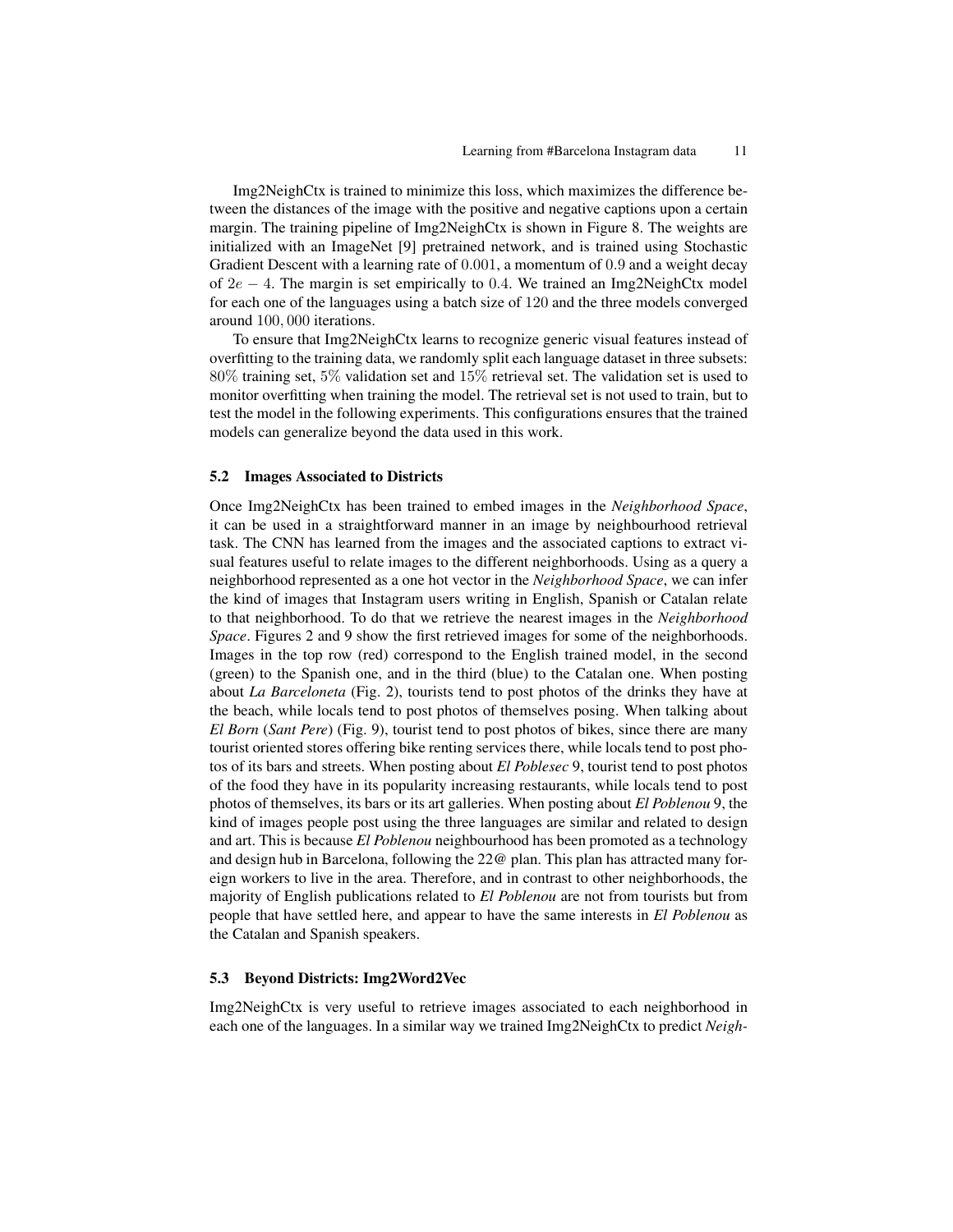Img2NeighCtx is trained to minimize this loss, which maximizes the difference between the distances of the image with the positive and negative captions upon a certain margin. The training pipeline of Img2NeighCtx is shown in Figure 8. The weights are initialized with an ImageNet [9] pretrained network, and is trained using Stochastic Gradient Descent with a learning rate of $0.001$, a momentum of $0.9$ and a weight decay of $2e-4$. The margin is set empirically to $0.4$. We trained an Img2NeighCtx model for each one of the languages using a batch size of $120$ and the three models converged around $100,000$ iterations.

To ensure that Img2NeighCtx learns to recognize generic visual features instead of overfitting to the training data, we randomly split each language dataset in three subsets: $80\%$ training set, $5\%$ validation set and $15\%$ retrieval set. The validation set is used to monitor overfitting when training the model. The retrieval set is not used to train, but to test the model in the following experiments. This configurations ensures that the trained models can generalize beyond the data used in this work.

### 5.2 Images Associated to Districts

Once Img2NeighCtx has been trained to embed images in the *Neighborhood Space*, it can be used in a straightforward manner in an image by neighbourhood retrieval task. The CNN has learned from the images and the associated captions to extract visual features useful to relate images to the different neighborhoods. Using as a query a neighborhood represented as a one hot vector in the *Neighborhood Space*, we can infer the kind of images that Instagram users writing in English, Spanish or Catalan relate to that neighborhood. To do that we retrieve the nearest images in the *Neighborhood Space*. Figures 2 and 9 show the first retrieved images for some of the neighborhoods. Images in the top row (red) correspond to the English trained model, in the second (green) to the Spanish one, and in the third (blue) to the Catalan one. When posting about *La Barceloneta* (Fig. 2), tourists tend to post photos of the drinks they have at the beach, while locals tend to post photos of themselves posing. When talking about *El Born* (*Sant Pere*) (Fig. 9), tourist tend to post photos of bikes, since there are many tourist oriented stores offering bike renting services there, while locals tend to post photos of its bars and streets. When posting about *El Poblesec* 9, tourist tend to post photos of the food they have in its popularity increasing restaurants, while locals tend to post photos of themselves, its bars or its art galleries. When posting about *El Poblenou* 9, the kind of images people post using the three languages are similar and related to design and art. This is because *El Poblenou* neighbourhood has been promoted as a technology and design hub in Barcelona, following the 22@ plan. This plan has attracted many foreign workers to live in the area. Therefore, and in contrast to other neighborhoods, the majority of English publications related to *El Poblenou* are not from tourists but from people that have settled here, and appear to have the same interests in *El Poblenou* as the Catalan and Spanish speakers.

### 5.3 Beyond Districts: Img2Word2Vec

Img2NeighCtx is very useful to retrieve images associated to each neighborhood in each one of the languages. In a similar way we trained Img2NeighCtx to predict *Neigh-*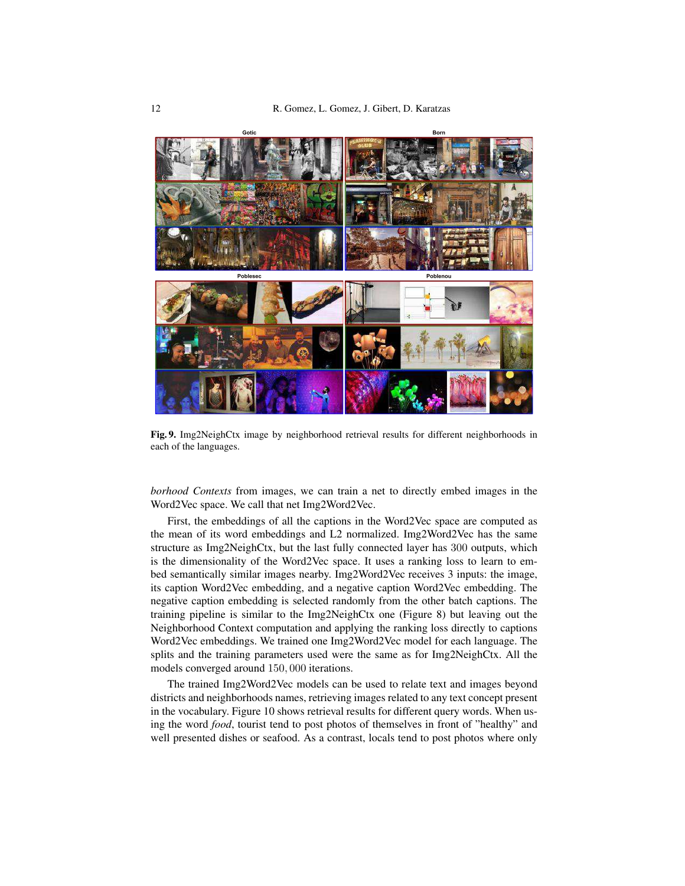Gotic

Born

Poblesec

Poblenou

**Fig. 9.** Img2NeighCtx image by neighborhood retrieval results for different neighborhoods in each of the languages.

*borhood Contexts* from images, we can train a net to directly embed images in the Word2Vec space. We call that net Img2Word2Vec.

First, the embeddings of all the captions in the Word2Vec space are computed as the mean of its word embeddings and L2 normalized. Img2Word2Vec has the same structure as Img2NeighCtx, but the last fully connected layer has $300$ outputs, which is the dimensionality of the Word2Vec space. It uses a ranking loss to learn to embed semantically similar images nearby. Img2Word2Vec receives 3 inputs: the image, its caption Word2Vec embedding, and a negative caption Word2Vec embedding. The negative caption embedding is selected randomly from the other batch captions. The training pipeline is similar to the Img2NeighCtx one (Figure 8) but leaving out the Neighborhood Context computation and applying the ranking loss directly to captions Word2Vec embeddings. We trained one Img2Word2Vec model for each language. The splits and the training parameters used were the same as for Img2NeighCtx. All the models converged around $150,000$ iterations.

The trained Img2Word2Vec models can be used to relate text and images beyond districts and neighborhoods names, retrieving images related to any text concept present in the vocabulary. Figure 10 shows retrieval results for different query words. When using the word *food*, tourist tend to post photos of themselves in front of "healthy" and well presented dishes or seafood. As a contrast, locals tend to post photos where only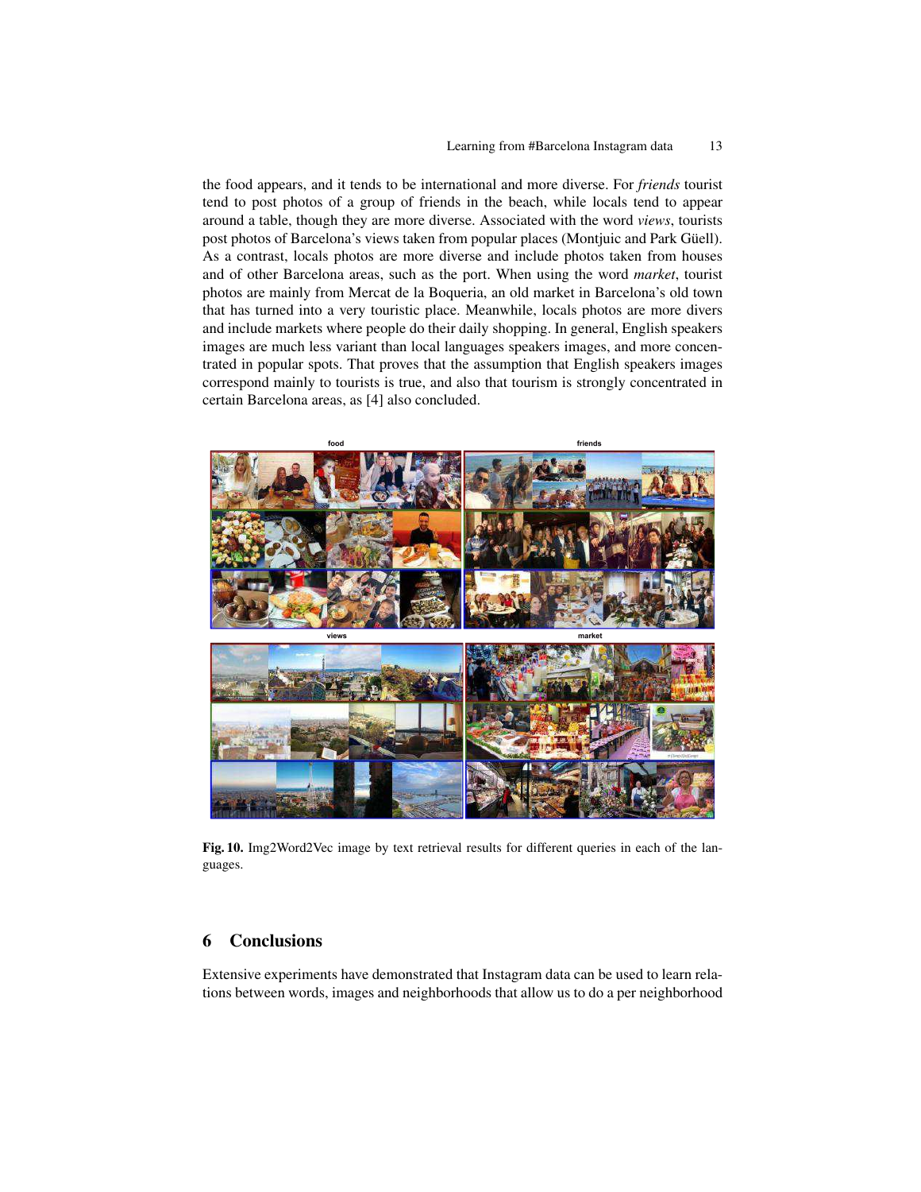the food appears, and it tends to be international and more diverse. For *friends* tourist tend to post photos of a group of friends in the beach, while locals tend to appear around a table, though they are more diverse. Associated with the word *views*, tourists post photos of Barcelona's views taken from popular places (Montjuic and Park Güell). As a contrast, locals photos are more diverse and include photos taken from houses and of other Barcelona areas, such as the port. When using the word *market*, tourist photos are mainly from Mercat de la Boqueria, an old market in Barcelona's old town that has turned into a very touristic place. Meanwhile, locals photos are more divers and include markets where people do their daily shopping. In general, English speakers images are much less variant than local languages speakers images, and more concentrated in popular spots. That proves that the assumption that English speakers images correspond mainly to tourists is true, and also that tourism is strongly concentrated in certain Barcelona areas, as [4] also concluded.

food

friends

views

market

**Fig. 10.** Img2Word2Vec image by text retrieval results for different queries in each of the languages.

## 6 Conclusions

Extensive experiments have demonstrated that Instagram data can be used to learn relations between words, images and neighborhoods that allow us to do a per neighborhood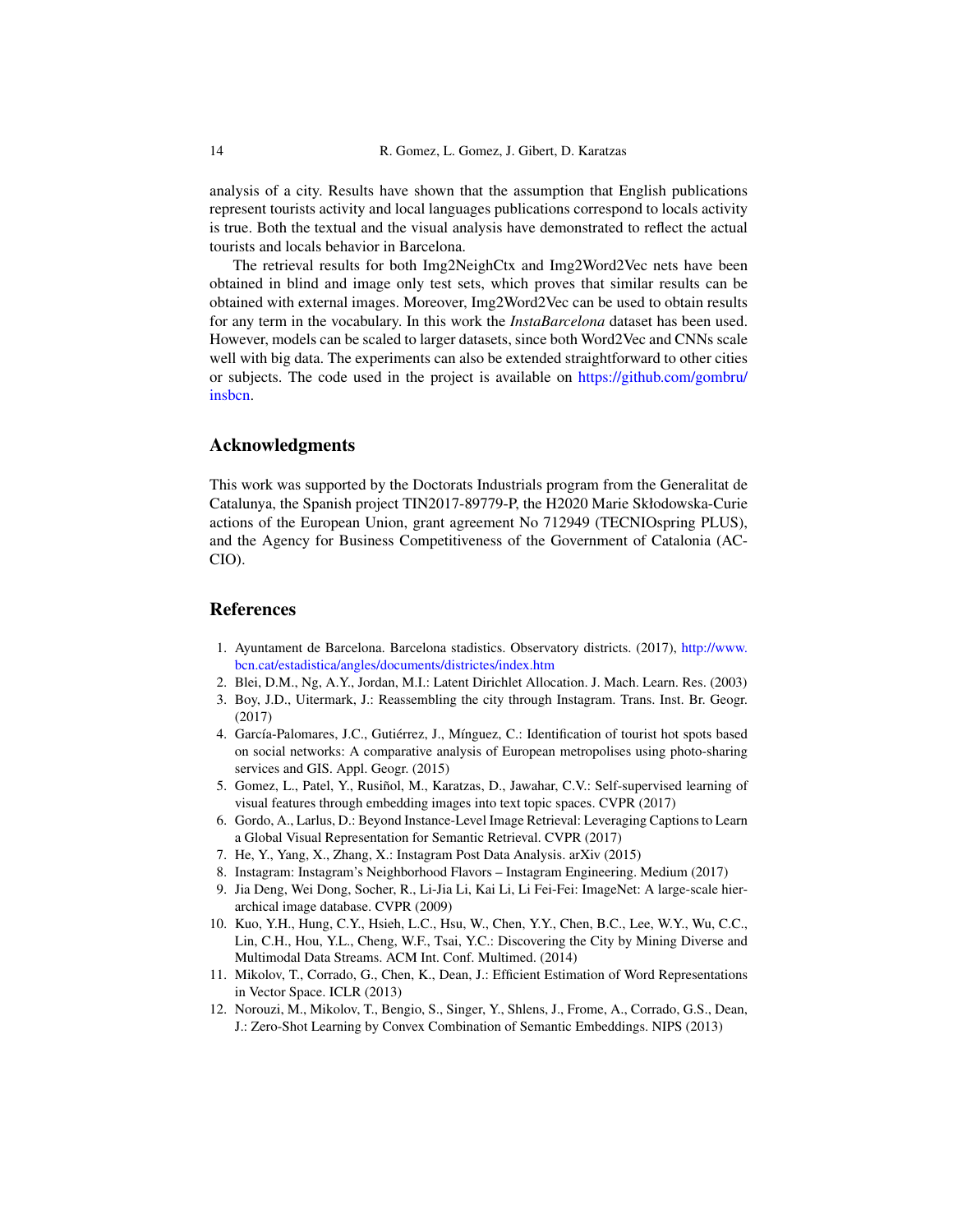analysis of a city. Results have shown that the assumption that English publications represent tourists activity and local languages publications correspond to locals activity is true. Both the textual and the visual analysis have demonstrated to reflect the actual tourists and locals behavior in Barcelona.

The retrieval results for both Img2NeighCtx and Img2Word2Vec nets have been obtained in blind and image only test sets, which proves that similar results can be obtained with external images. Moreover, Img2Word2Vec can be used to obtain results for any term in the vocabulary. In this work the *InstaBarcelona* dataset has been used. However, models can be scaled to larger datasets, since both Word2Vec and CNNs scale well with big data. The experiments can also be extended straightforward to other cities or subjects. The code used in the project is available on https://github.com/gombru/insbcn.

## Acknowledgments

This work was supported by the Doctorats Industrials program from the Generalitat de Catalunya, the Spanish project TIN2017-89779-P, the H2020 Marie Skłodowska-Curie actions of the European Union, grant agreement No 712949 (TECNIOspring PLUS), and the Agency for Business Competitiveness of the Government of Catalonia (ACCIO).

## References

1. Ayuntament de Barcelona. Barcelona stadistics. Observatory districts. (2017), http://www.bcn.cat/estadistica/angles/documents/districtes/index.htm
2. Blei, D.M., Ng, A.Y., Jordan, M.I.: Latent Dirichlet Allocation. J. Mach. Learn. Res. (2003)
3. Boy, J.D., Uitermark, J.: Reassembling the city through Instagram. Trans. Inst. Br. Geogr. (2017)
4. García-Palomares, J.C., Gutiérrez, J., Mínguez, C.: Identification of tourist hot spots based on social networks: A comparative analysis of European metropolises using photo-sharing services and GIS. Appl. Geogr. (2015)
5. Gomez, L., Patel, Y., Rusiñol, M., Karatzas, D., Jawahar, C.V.: Self-supervised learning of visual features through embedding images into text topic spaces. CVPR (2017)
6. Gordo, A., Larlus, D.: Beyond Instance-Level Image Retrieval: Leveraging Captions to Learn a Global Visual Representation for Semantic Retrieval. CVPR (2017)
7. He, Y., Yang, X., Zhang, X.: Instagram Post Data Analysis. arXiv (2015)
8. Instagram: Instagram's Neighborhood Flavors – Instagram Engineering. Medium (2017)
9. Jia Deng, Wei Dong, Socher, R., Li-Jia Li, Kai Li, Li Fei-Fei: ImageNet: A large-scale hierarchical image database. CVPR (2009)
10. Kuo, Y.H., Hung, C.Y., Hsieh, L.C., Hsu, W., Chen, Y.Y., Chen, B.C., Lee, W.Y., Wu, C.C., Lin, C.H., Hou, Y.L., Cheng, W.F., Tsai, Y.C.: Discovering the City by Mining Diverse and Multimodal Data Streams. ACM Int. Conf. Multimed. (2014)
11. Mikolov, T., Corrado, G., Chen, K., Dean, J.: Efficient Estimation of Word Representations in Vector Space. ICLR (2013)
12. Norouzi, M., Mikolov, T., Bengio, S., Singer, Y., Shlens, J., Frome, A., Corrado, G.S., Dean, J.: Zero-Shot Learning by Convex Combination of Semantic Embeddings. NIPS (2013)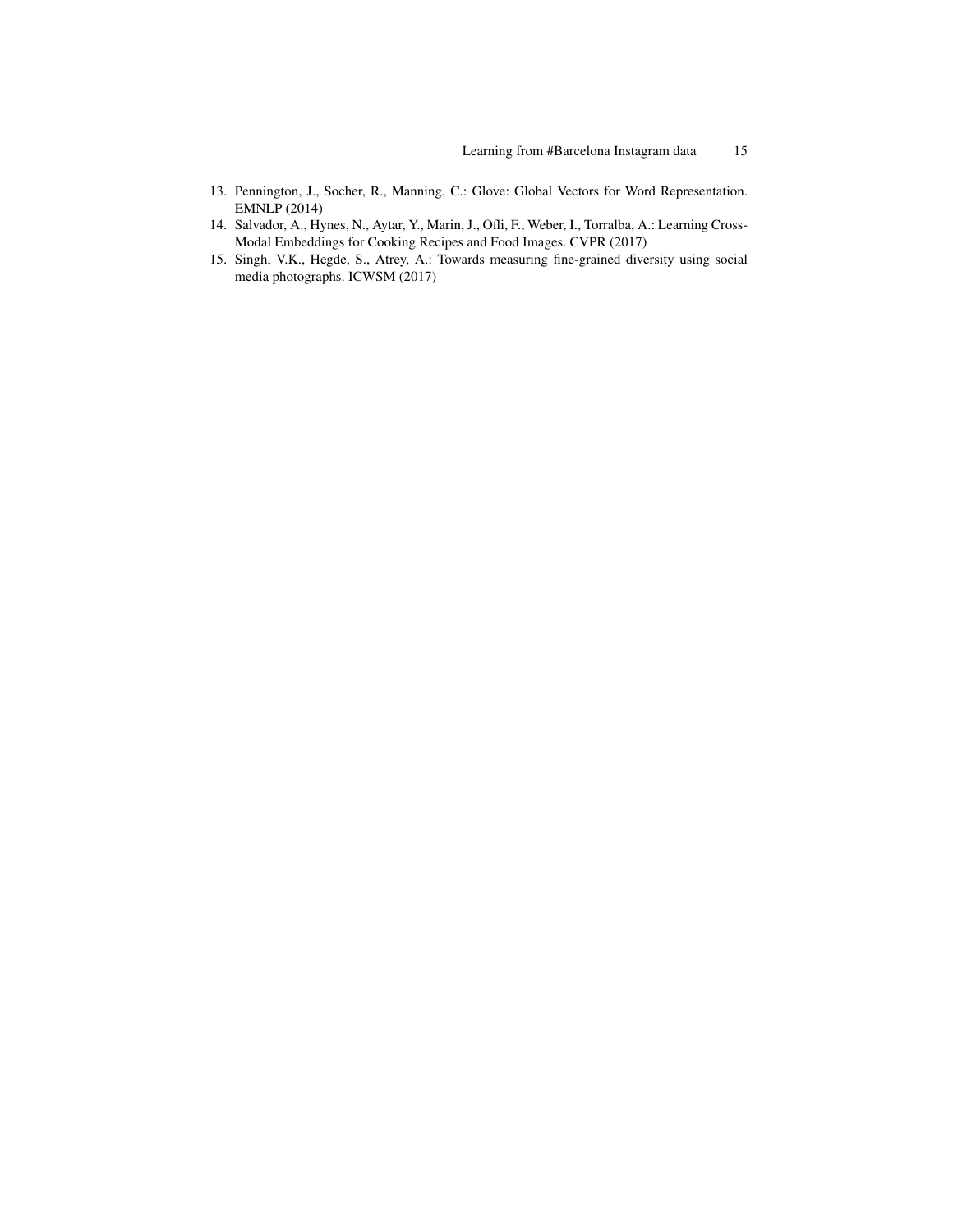13. Pennington, J., Socher, R., Manning, C.: Glove: Global Vectors for Word Representation. EMNLP (2014)
14. Salvador, A., Hynes, N., Aytar, Y., Marin, J., Ofli, F., Weber, I., Torralba, A.: Learning Cross-Modal Embeddings for Cooking Recipes and Food Images. CVPR (2017)
15. Singh, V.K., Hegde, S., Atrey, A.: Towards measuring fine-grained diversity using social media photographs. ICWSM (2017)